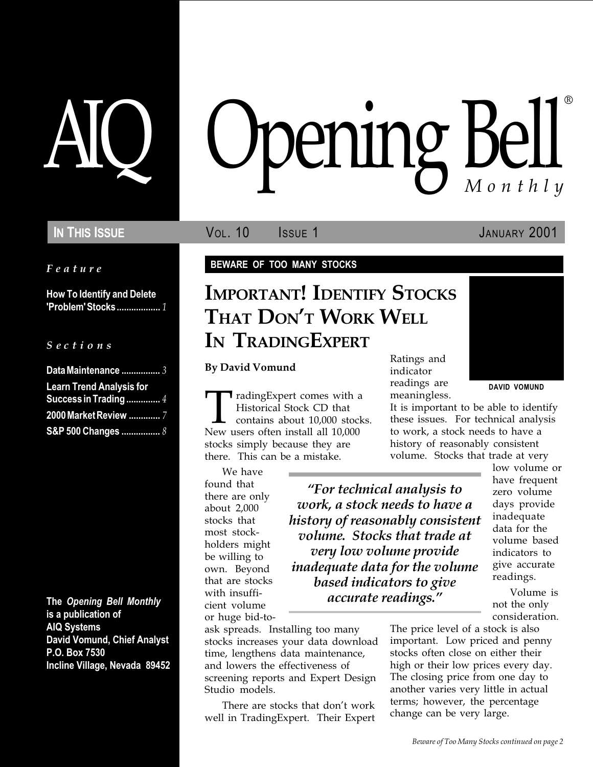# AIQ Opening Bell® Monthly

**IN THIS ISSUE** — VOL. 10 ISSUE 1 — JANUARY 2001

*Feature*

**How To Identify and Delete 'Problem' Stocks** .................. *1*

*Sections*

**Data Maintenance** ................ *3*
**Learn Trend Analysis for Success in Trading** .............. *4*
**2000 Market Review** ............. *7*
**S&P 500 Changes** ................ *8*

**The *Opening Bell Monthly* is a publication of AIQ Systems**
**David Vomund, Chief Analyst**
**P.O. Box 7530**
**Incline Village, Nevada 89452**

**BEWARE OF TOO MANY STOCKS**

## IMPORTANT! IDENTIFY STOCKS THAT DON'T WORK WELL IN TRADINGEXPERT

**By David Vomund**

DAVID VOMUND

TradingExpert comes with a Historical Stock CD that contains about 10,000 stocks. New users often install all 10,000 stocks simply because they are there. This can be a mistake.

We have found that there are only about 2,000 stocks that most stockholders might be willing to own. Beyond that are stocks with insufficient volume or huge bid-to-ask spreads. Installing too many stocks increases your data download time, lengthens data maintenance, and lowers the effectiveness of screening reports and Expert Design Studio models.

There are stocks that don't work well in TradingExpert. Their Expert Ratings and indicator readings are meaningless. It is important to be able to identify these issues. For technical analysis to work, a stock needs to have a history of reasonably consistent volume. Stocks that trade at very low volume or have frequent zero volume days provide inadequate data for the volume based indicators to give accurate readings.

> *"For technical analysis to work, a stock needs to have a history of reasonably consistent volume. Stocks that trade at very low volume provide inadequate data for the volume based indicators to give accurate readings."*

Volume is not the only consideration. The price level of a stock is also important. Low priced and penny stocks often close on either their high or their low prices every day. The closing price from one day to another varies very little in actual terms; however, the percentage change can be very large.

*Beware of Too Many Stocks continued on page 2*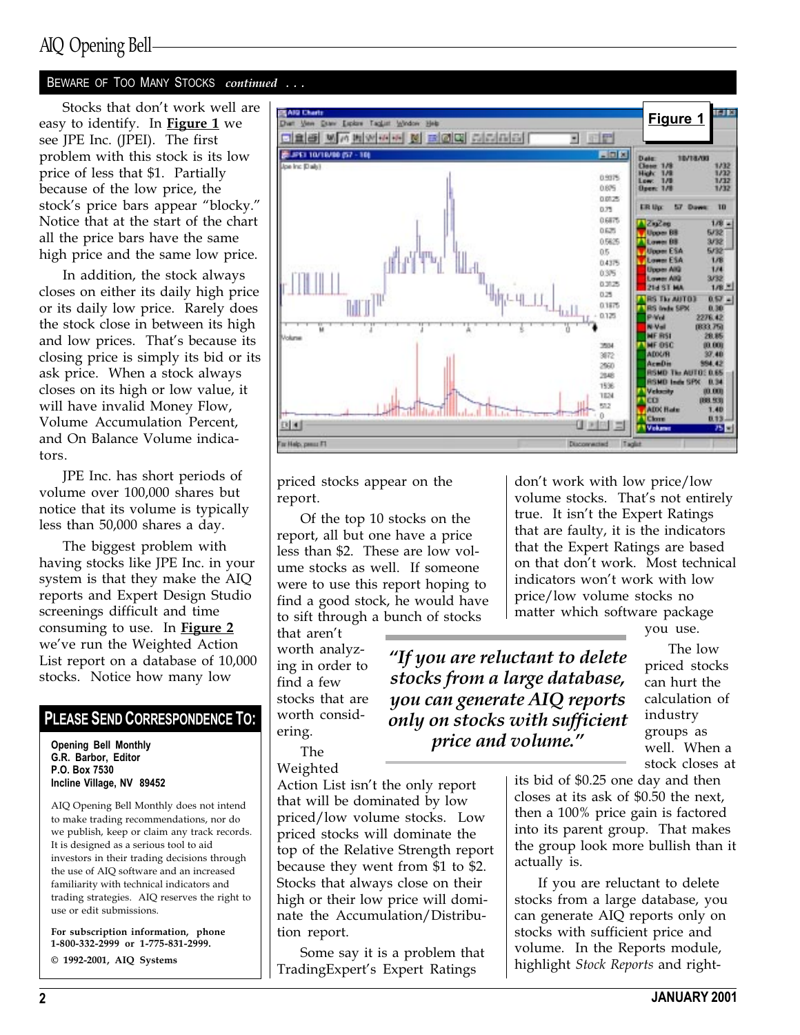## BEWARE OF TOO MANY STOCKS *continued . . .*

Stocks that don't work well are easy to identify. In **Figure 1** we see JPE Inc. (JPEI). The first problem with this stock is its low price of less that $1. Partially because of the low price, the stock's price bars appear "blocky." Notice that at the start of the chart all the price bars have the same high price and the same low price.

In addition, the stock always closes on either its daily high price or its daily low price. Rarely does the stock close in between its high and low prices. That's because its closing price is simply its bid or its ask price. When a stock always closes on its high or low value, it will have invalid Money Flow, Volume Accumulation Percent, and On Balance Volume indicators.

JPE Inc. has short periods of volume over 100,000 shares but notice that its volume is typically less than 50,000 shares a day.

The biggest problem with having stocks like JPE Inc. in your system is that they make the AIQ reports and Expert Design Studio screenings difficult and time consuming to use. In **Figure 2** we've run the Weighted Action List report on a database of 10,000 stocks. Notice how many low priced stocks appear on the report.

**Figure 1**

Of the top 10 stocks on the report, all but one have a price less than $2. These are low volume stocks as well. If someone were to use this report hoping to find a good stock, he would have to sift through a bunch of stocks that aren't worth analyzing in order to find a few stocks that are worth considering.

The Weighted Action List isn't the only report that will be dominated by low priced/low volume stocks. Low priced stocks will dominate the top of the Relative Strength report because they went from $1 to $2. Stocks that always close on their high or their low price will dominate the Accumulation/Distribution report.

Some say it is a problem that TradingExpert's Expert Ratings don't work with low price/low volume stocks. That's not entirely true. It isn't the Expert Ratings that are faulty, it is the indicators that the Expert Ratings are based on that don't work. Most technical indicators won't work with low price/low volume stocks no matter which software package you use.

> ***"If you are reluctant to delete stocks from a large database, you can generate AIQ reports only on stocks with sufficient price and volume."***

The low priced stocks can hurt the calculation of industry groups as well. When a stock closes at its bid of $0.25 one day and then closes at its ask of $0.50 the next, then a 100% price gain is factored into its parent group. That makes the group look more bullish than it actually is.

If you are reluctant to delete stocks from a large database, you can generate AIQ reports only on stocks with sufficient price and volume. In the Reports module, highlight *Stock Reports* and right-

---

**PLEASE SEND CORRESPONDENCE TO:**

**Opening Bell Monthly**
**G.R. Barbor, Editor**
**P.O. Box 7530**
**Incline Village, NV 89452**

AIQ Opening Bell Monthly does not intend to make trading recommendations, nor do we publish, keep or claim any track records. It is designed as a serious tool to aid investors in their trading decisions through the use of AIQ software and an increased familiarity with technical indicators and trading strategies. AIQ reserves the right to use or edit submissions.

**For subscription information, phone 1-800-332-2999 or 1-775-831-2999.**

**© 1992-2001, AIQ Systems**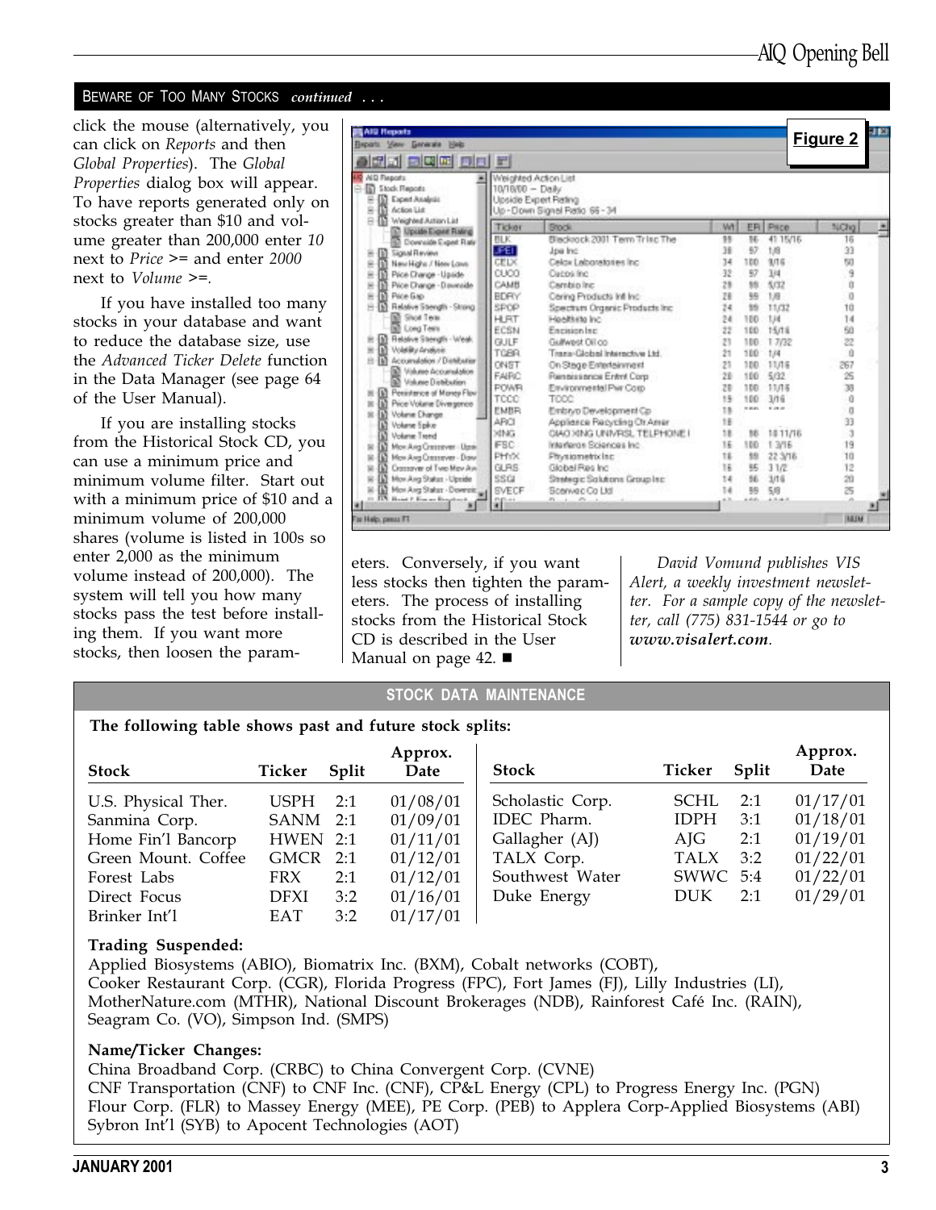## BEWARE OF TOO MANY STOCKS *continued . . .*

click the mouse (alternatively, you can click on *Reports* and then *Global Properties*). The *Global Properties* dialog box will appear. To have reports generated only on stocks greater than $10 and volume greater than 200,000 enter *10* next to *Price* >= and enter *2000* next to *Volume* >=.

If you have installed too many stocks in your database and want to reduce the database size, use the *Advanced Ticker Delete* function in the Data Manager (see page 64 of the User Manual).

If you are installing stocks from the Historical Stock CD, you can use a minimum price and minimum volume filter. Start out with a minimum price of $10 and a minimum volume of 200,000 shares (volume is listed in 100s so enter 2,000 as the minimum volume instead of 200,000). The system will tell you how many stocks pass the test before installing them. If you want more stocks, then loosen the parameters. Conversely, if you want less stocks then tighten the parameters. The process of installing stocks from the Historical Stock CD is described in the User Manual on page 42. ■

**Figure 2**

*David Vomund publishes VIS Alert, a weekly investment newsletter. For a sample copy of the newsletter, call (775) 831-1544 or go to* ***www.visalert.com****.*

## STOCK DATA MAINTENANCE

**The following table shows past and future stock splits:**

| Stock | Ticker | Split | Approx. Date |
|---|---|---|---|
| U.S. Physical Ther. | USPH | 2:1 | 01/08/01 |
| Sanmina Corp. | SANM | 2:1 | 01/09/01 |
| Home Fin'l Bancorp | HWEN | 2:1 | 01/11/01 |
| Green Mount. Coffee | GMCR | 2:1 | 01/12/01 |
| Forest Labs | FRX | 2:1 | 01/12/01 |
| Direct Focus | DFXI | 3:2 | 01/16/01 |
| Brinker Int'l | EAT | 3:2 | 01/17/01 |
| Scholastic Corp. | SCHL | 2:1 | 01/17/01 |
| IDEC Pharm. | IDPH | 3:1 | 01/18/01 |
| Gallagher (AJ) | AJG | 2:1 | 01/19/01 |
| TALX Corp. | TALX | 3:2 | 01/22/01 |
| Southwest Water | SWWC | 5:4 | 01/22/01 |
| Duke Energy | DUK | 2:1 | 01/29/01 |

**Trading Suspended:**

Applied Biosystems (ABIO), Biomatrix Inc. (BXM), Cobalt networks (COBT), Cooker Restaurant Corp. (CGR), Florida Progress (FPC), Fort James (FJ), Lilly Industries (LI), MotherNature.com (MTHR), National Discount Brokerages (NDB), Rainforest Café Inc. (RAIN), Seagram Co. (VO), Simpson Ind. (SMPS)

**Name/Ticker Changes:**

China Broadband Corp. (CRBC) to China Convergent Corp. (CVNE)
CNF Transportation (CNF) to CNF Inc. (CNF), CP&L Energy (CPL) to Progress Energy Inc. (PGN)
Flour Corp. (FLR) to Massey Energy (MEE), PE Corp. (PEB) to Applera Corp-Applied Biosystems (ABI)
Sybron Int'l (SYB) to Apocent Technologies (AOT)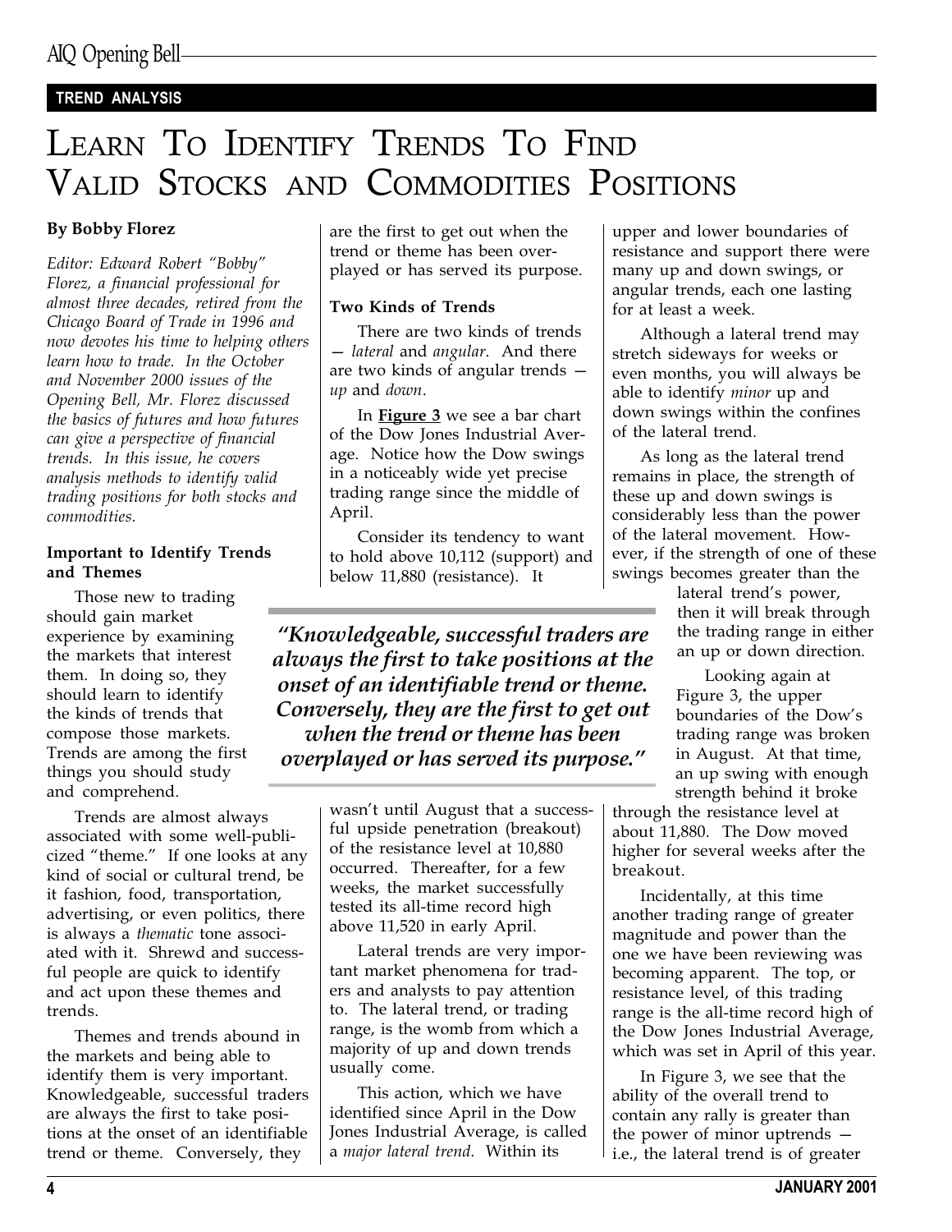**TREND ANALYSIS**

# Learn To Identify Trends To Find Valid Stocks and Commodities Positions

**By Bobby Florez**

*Editor: Edward Robert "Bobby" Florez, a financial professional for almost three decades, retired from the Chicago Board of Trade in 1996 and now devotes his time to helping others learn how to trade. In the October and November 2000 issues of the Opening Bell, Mr. Florez discussed the basics of futures and how futures can give a perspective of financial trends. In this issue, he covers analysis methods to identify valid trading positions for both stocks and commodities.*

### Important to Identify Trends and Themes

Those new to trading should gain market experience by examining the markets that interest them. In doing so, they should learn to identify the kinds of trends that compose those markets. Trends are among the first things you should study and comprehend.

Trends are almost always associated with some well-publicized "theme." If one looks at any kind of social or cultural trend, be it fashion, food, transportation, advertising, or even politics, there is always a *thematic* tone associated with it. Shrewd and successful people are quick to identify and act upon these themes and trends.

Themes and trends abound in the markets and being able to identify them is very important. Knowledgeable, successful traders are always the first to take positions at the onset of an identifiable trend or theme. Conversely, they are the first to get out when the trend or theme has been overplayed or has served its purpose.

> ***"Knowledgeable, successful traders are always the first to take positions at the onset of an identifiable trend or theme. Conversely, they are the first to get out when the trend or theme has been overplayed or has served its purpose."***

### Two Kinds of Trends

There are two kinds of trends — *lateral* and *angular*. And there are two kinds of angular trends — *up* and *down*.

In **Figure 3** we see a bar chart of the Dow Jones Industrial Average. Notice how the Dow swings in a noticeably wide yet precise trading range since the middle of April.

Consider its tendency to want to hold above 10,112 (support) and below 11,880 (resistance). It wasn't until August that a successful upside penetration (breakout) of the resistance level at 10,880 occurred. Thereafter, for a few weeks, the market successfully tested its all-time record high above 11,520 in early April.

Lateral trends are very important market phenomena for traders and analysts to pay attention to. The lateral trend, or trading range, is the womb from which a majority of up and down trends usually come.

This action, which we have identified since April in the Dow Jones Industrial Average, is called a *major lateral trend*. Within its upper and lower boundaries of resistance and support there were many up and down swings, or angular trends, each one lasting for at least a week.

Although a lateral trend may stretch sideways for weeks or even months, you will always be able to identify *minor* up and down swings within the confines of the lateral trend.

As long as the lateral trend remains in place, the strength of these up and down swings is considerably less than the power of the lateral movement. However, if the strength of one of these swings becomes greater than the lateral trend's power, then it will break through the trading range in either an up or down direction.

Looking again at Figure 3, the upper boundaries of the Dow's trading range was broken in August. At that time, an up swing with enough strength behind it broke through the resistance level at about 11,880. The Dow moved higher for several weeks after the breakout.

Incidentally, at this time another trading range of greater magnitude and power than the one we have been reviewing was becoming apparent. The top, or resistance level, of this trading range is the all-time record high of the Dow Jones Industrial Average, which was set in April of this year.

In Figure 3, we see that the ability of the overall trend to contain any rally is greater than the power of minor uptrends — i.e., the lateral trend is of greater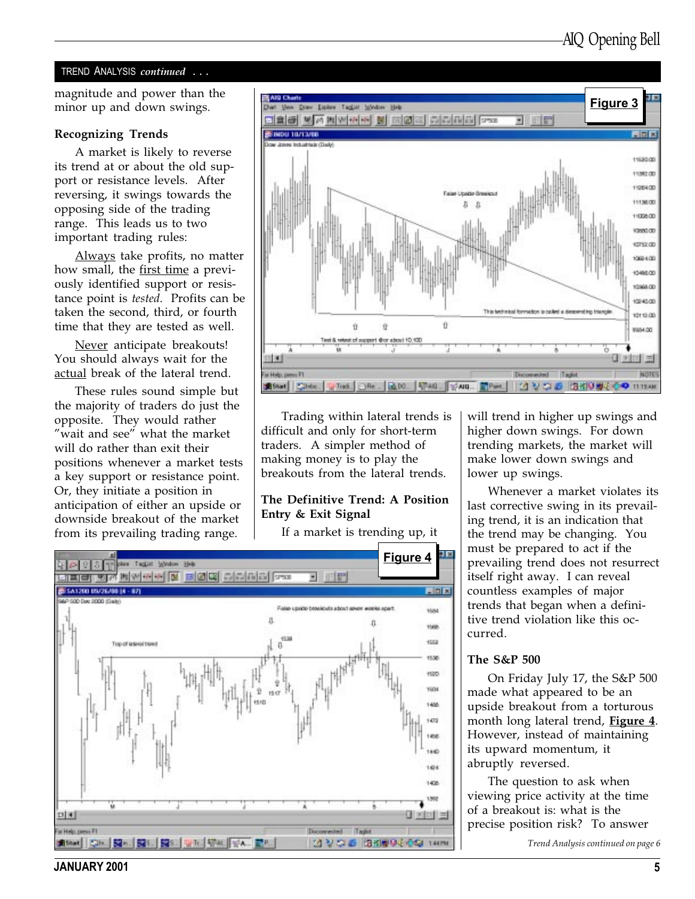TREND ANALYSIS *continued . . .*

magnitude and power than the minor up and down swings.

### Recognizing Trends

A market is likely to reverse its trend at or about the old support or resistance levels. After reversing, it swings towards the opposing side of the trading range. This leads us to two important trading rules:

Always take profits, no matter how small, the first time a previously identified support or resistance point is *tested*. Profits can be taken the second, third, or fourth time that they are tested as well.

Never anticipate breakouts! You should always wait for the actual break of the lateral trend.

These rules sound simple but the majority of traders do just the opposite. They would rather "wait and see" what the market will do rather than exit their positions whenever a market tests a key support or resistance point. Or, they initiate a position in anticipation of either an upside or downside breakout of the market from its prevailing trading range.

Trading within lateral trends is difficult and only for short-term traders. A simpler method of making money is to play the breakouts from the lateral trends.

### The Definitive Trend: A Position Entry & Exit Signal

If a market is trending up, it will trend in higher up swings and higher down swings. For down trending markets, the market will make lower down swings and lower up swings.

Whenever a market violates its last corrective swing in its prevailing trend, it is an indication that the trend may be changing. You must be prepared to act if the prevailing trend does not resurrect itself right away. I can reveal countless examples of major trends that began when a definitive trend violation like this occurred.

### The S&P 500

On Friday July 17, the S&P 500 made what appeared to be an upside breakout from a torturous month long lateral trend, **Figure 4**. However, instead of maintaining its upward momentum, it abruptly reversed.

The question to ask when viewing price activity at the time of a breakout is: what is the precise position risk? To answer

*Trend Analysis continued on page 6*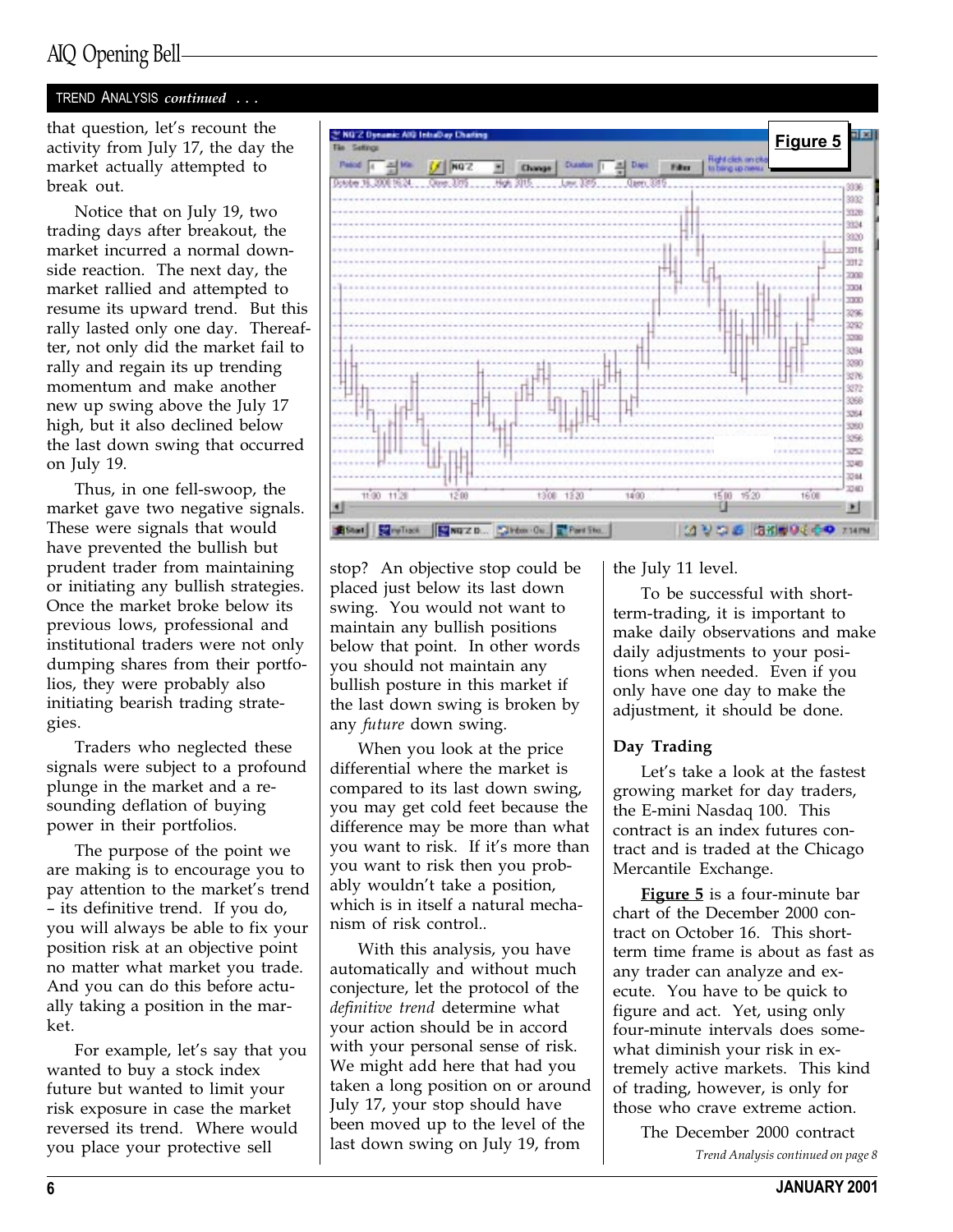## TREND ANALYSIS *continued* . . .

that question, let's recount the activity from July 17, the day the market actually attempted to break out.

Notice that on July 19, two trading days after breakout, the market incurred a normal downside reaction. The next day, the market rallied and attempted to resume its upward trend. But this rally lasted only one day. Thereafter, not only did the market fail to rally and regain its up trending momentum and make another new up swing above the July 17 high, but it also declined below the last down swing that occurred on July 19.

Thus, in one fell-swoop, the market gave two negative signals. These were signals that would have prevented the bullish but prudent trader from maintaining or initiating any bullish strategies. Once the market broke below its previous lows, professional and institutional traders were not only dumping shares from their portfolios, they were probably also initiating bearish trading strategies.

Traders who neglected these signals were subject to a profound plunge in the market and a resounding deflation of buying power in their portfolios.

The purpose of the point we are making is to encourage you to pay attention to the market's trend – its definitive trend. If you do, you will always be able to fix your position risk at an objective point no matter what market you trade. And you can do this before actually taking a position in the market.

For example, let's say that you wanted to buy a stock index future but wanted to limit your risk exposure in case the market reversed its trend. Where would you place your protective sell stop? An objective stop could be placed just below its last down swing. You would not want to maintain any bullish positions below that point. In other words you should not maintain any bullish posture in this market if the last down swing is broken by any *future* down swing.

When you look at the price differential where the market is compared to its last down swing, you may get cold feet because the difference may be more than what you want to risk. If it's more than you want to risk then you probably wouldn't take a position, which is in itself a natural mechanism of risk control..

With this analysis, you have automatically and without much conjecture, let the protocol of the *definitive trend* determine what your action should be in accord with your personal sense of risk. We might add here that had you taken a long position on or around July 17, your stop should have been moved up to the level of the last down swing on July 19, from the July 11 level.

To be successful with short-term-trading, it is important to make daily observations and make daily adjustments to your positions when needed. Even if you only have one day to make the adjustment, it should be done.

**Figure 5**

### Day Trading

Let's take a look at the fastest growing market for day traders, the E-mini Nasdaq 100. This contract is an index futures contract and is traded at the Chicago Mercantile Exchange.

**Figure 5** is a four-minute bar chart of the December 2000 contract on October 16. This short-term time frame is about as fast as any trader can analyze and execute. You have to be quick to figure and act. Yet, using only four-minute intervals does somewhat diminish your risk in extremely active markets. This kind of trading, however, is only for those who crave extreme action.

The December 2000 contract

*Trend Analysis continued on page 8*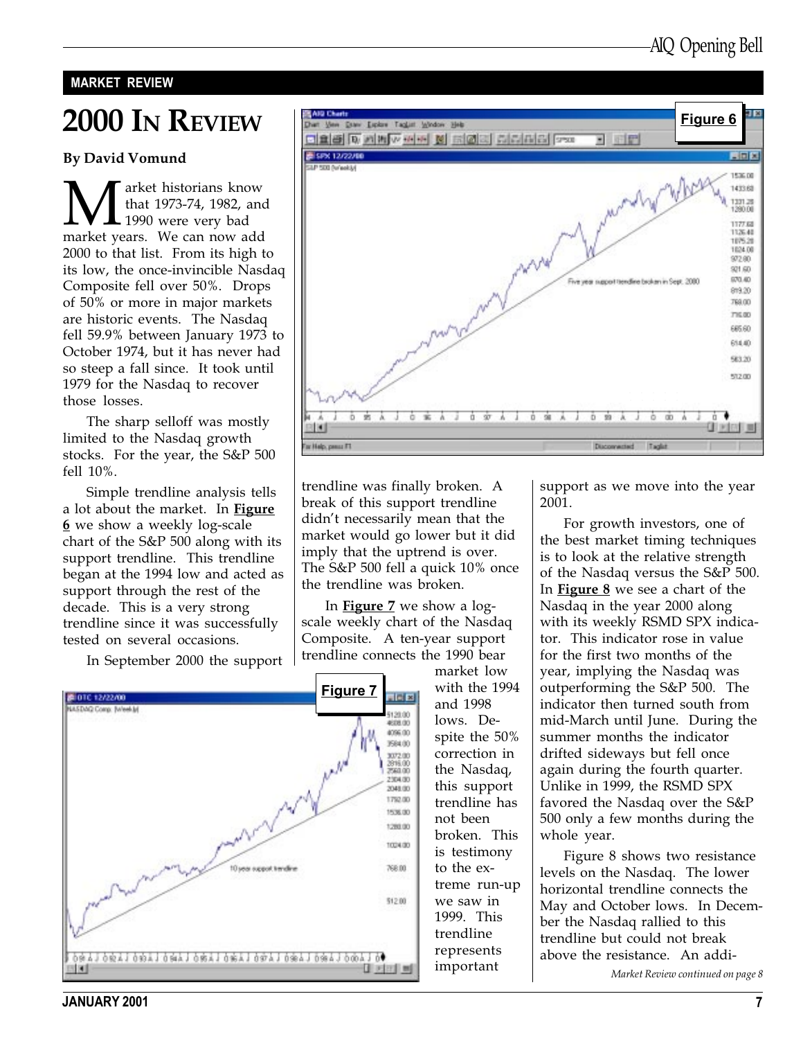MARKET REVIEW

# 2000 IN REVIEW

**By David Vomund**

Market historians know that 1973-74, 1982, and 1990 were very bad market years. We can now add 2000 to that list. From its high to its low, the once-invincible Nasdaq Composite fell over 50%. Drops of 50% or more in major markets are historic events. The Nasdaq fell 59.9% between January 1973 to October 1974, but it has never had so steep a fall since. It took until 1979 for the Nasdaq to recover those losses.

The sharp selloff was mostly limited to the Nasdaq growth stocks. For the year, the S&P 500 fell 10%.

Simple trendline analysis tells a lot about the market. In **Figure 6** we show a weekly log-scale chart of the S&P 500 along with its support trendline. This trendline began at the 1994 low and acted as support through the rest of the decade. This is a very strong trendline since it was successfully tested on several occasions.

In September 2000 the support trendline was finally broken. A break of this support trendline didn't necessarily mean that the market would go lower but it did imply that the uptrend is over. The S&P 500 fell a quick 10% once the trendline was broken.

In **Figure 7** we show a log-scale weekly chart of the Nasdaq Composite. A ten-year support trendline connects the 1990 bear market low with the 1994 and 1998 lows. Despite the 50% correction in the Nasdaq, this support trendline has not been broken. This is testimony to the extreme run-up we saw in 1999. This trendline represents important support as we move into the year 2001.

For growth investors, one of the best market timing techniques is to look at the relative strength of the Nasdaq versus the S&P 500. In **Figure 8** we see a chart of the Nasdaq in the year 2000 along with its weekly RSMD SPX indicator. This indicator rose in value for the first two months of the year, implying the Nasdaq was outperforming the S&P 500. The indicator then turned south from mid-March until June. During the summer months the indicator drifted sideways but fell once again during the fourth quarter. Unlike in 1999, the RSMD SPX favored the Nasdaq over the S&P 500 only a few months during the whole year.

Figure 8 shows two resistance levels on the Nasdaq. The lower horizontal trendline connects the May and October lows. In December the Nasdaq rallied to this trendline but could not break above the resistance. An addi-

*Market Review continued on page 8*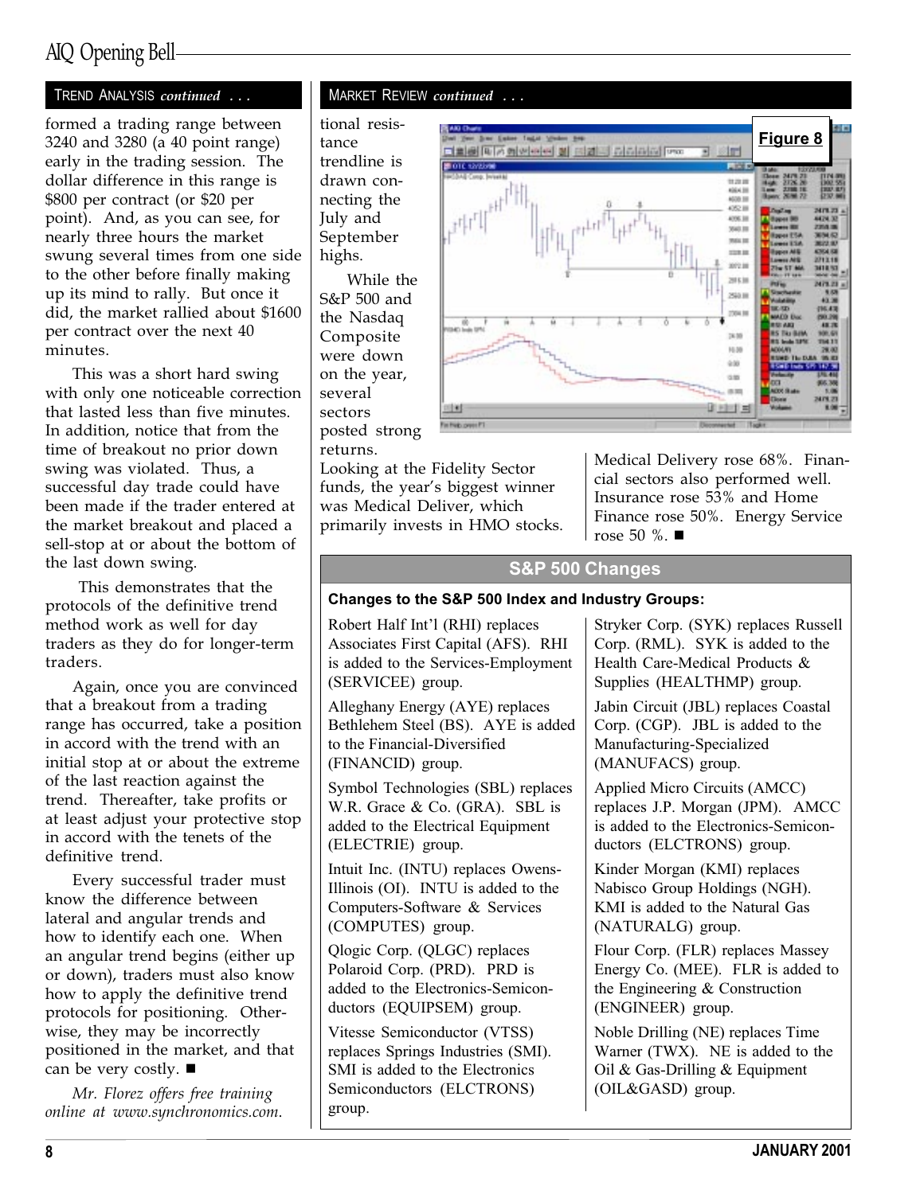### TREND ANALYSIS *continued . . .*

formed a trading range between 3240 and 3280 (a 40 point range) early in the trading session. The dollar difference in this range is $800 per contract (or $20 per point). And, as you can see, for nearly three hours the market swung several times from one side to the other before finally making up its mind to rally. But once it did, the market rallied about $1600 per contract over the next 40 minutes.

This was a short hard swing with only one noticeable correction that lasted less than five minutes. In addition, notice that from the time of breakout no prior down swing was violated. Thus, a successful day trade could have been made if the trader entered at the market breakout and placed a sell-stop at or about the bottom of the last down swing.

This demonstrates that the protocols of the definitive trend method work as well for day traders as they do for longer-term traders.

Again, once you are convinced that a breakout from a trading range has occurred, take a position in accord with the trend with an initial stop at or about the extreme of the last reaction against the trend. Thereafter, take profits or at least adjust your protective stop in accord with the tenets of the definitive trend.

Every successful trader must know the difference between lateral and angular trends and how to identify each one. When an angular trend begins (either up or down), traders must also know how to apply the definitive trend protocols for positioning. Otherwise, they may be incorrectly positioned in the market, and that can be very costly. ■

*Mr. Florez offers free training online at www.synchronomics.com.*

### MARKET REVIEW *continued . . .*

tional resistance trendline is drawn connecting the July and September highs.

**Figure 8**

While the S&P 500 and the Nasdaq Composite were down on the year, several sectors posted strong returns. Looking at the Fidelity Sector funds, the year's biggest winner was Medical Deliver, which primarily invests in HMO stocks. Medical Delivery rose 68%. Financial sectors also performed well. Insurance rose 53% and Home Finance rose 50%. Energy Service rose 50 %. ■

## S&P 500 Changes

**Changes to the S&P 500 Index and Industry Groups:**

Robert Half Int'l (RHI) replaces Associates First Capital (AFS). RHI is added to the Services-Employment (SERVICEE) group.

Alleghany Energy (AYE) replaces Bethlehem Steel (BS). AYE is added to the Financial-Diversified (FINANCID) group.

Symbol Technologies (SBL) replaces W.R. Grace & Co. (GRA). SBL is added to the Electrical Equipment (ELECTRIE) group.

Intuit Inc. (INTU) replaces Owens-Illinois (OI). INTU is added to the Computers-Software & Services (COMPUTES) group.

Qlogic Corp. (QLGC) replaces Polaroid Corp. (PRD). PRD is added to the Electronics-Semiconductors (EQUIPSEM) group.

Vitesse Semiconductor (VTSS) replaces Springs Industries (SMI). SMI is added to the Electronics Semiconductors (ELCTRONS) group.

Stryker Corp. (SYK) replaces Russell Corp. (RML). SYK is added to the Health Care-Medical Products & Supplies (HEALTHMP) group.

Jabin Circuit (JBL) replaces Coastal Corp. (CGP). JBL is added to the Manufacturing-Specialized (MANUFACS) group.

Applied Micro Circuits (AMCC) replaces J.P. Morgan (JPM). AMCC is added to the Electronics-Semiconductors (ELCTRONS) group.

Kinder Morgan (KMI) replaces Nabisco Group Holdings (NGH). KMI is added to the Natural Gas (NATURALG) group.

Flour Corp. (FLR) replaces Massey Energy Co. (MEE). FLR is added to the Engineering & Construction (ENGINEER) group.

Noble Drilling (NE) replaces Time Warner (TWX). NE is added to the Oil & Gas-Drilling & Equipment (OIL&GASD) group.